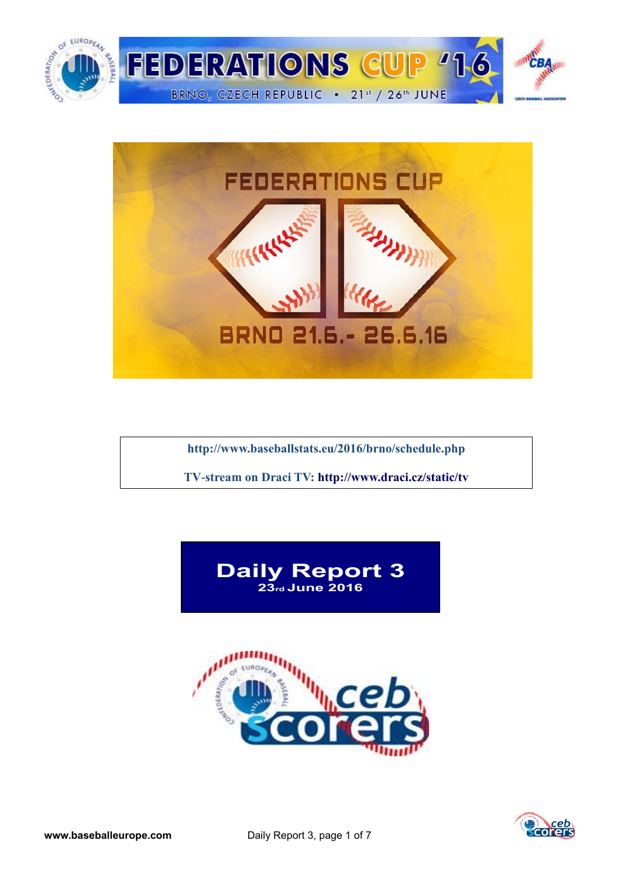# FEDERATIONS CUP '16

BRNO, CZECH REPUBLIC • 21st / 26th JUNE

FEDERATIONS CUP

BRNO 21.6.- 26.6.16

http://www.baseballstats.eu/2016/brno/schedule.php

TV-stream on Draci TV: http://www.draci.cz/static/tv

## Daily Report 3

**23rd June 2016**

www.baseballeurope.com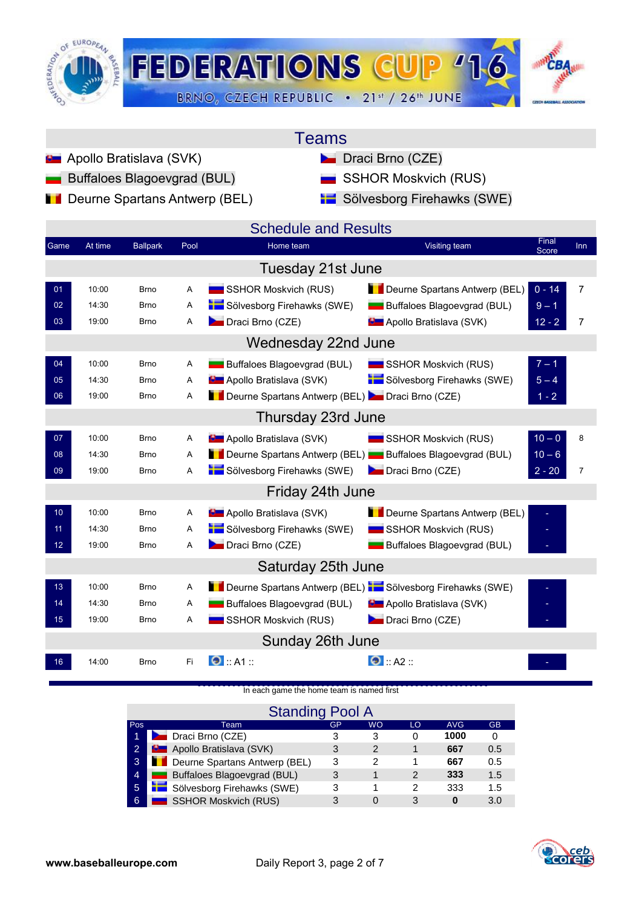# FEDERATIONS CUP '16

BRNO, CZECH REPUBLIC • 21st / 26th JUNE

## Teams

- Apollo Bratislava (SVK)
- Buffaloes Blagoevgrad (BUL)
- Deurne Spartans Antwerp (BEL)
- Draci Brno (CZE)
- SSHOR Moskvich (RUS)
- Sölvesborg Firehawks (SWE)

## Schedule and Results

| Game | At time | Ballpark | Pool | Home team | Visiting team | Final Score | Inn |
|---|---|---|---|---|---|---|---|
| **Tuesday 21st June** | | | | | | | |
| 01 | 10:00 | Brno | A | SSHOR Moskvich (RUS) | Deurne Spartans Antwerp (BEL) | 0 - 14 | 7 |
| 02 | 14:30 | Brno | A | Sölvesborg Firehawks (SWE) | Buffaloes Blagoevgrad (BUL) | 9 – 1 | |
| 03 | 19:00 | Brno | A | Draci Brno (CZE) | Apollo Bratislava (SVK) | 12 - 2 | 7 |
| **Wednesday 22nd June** | | | | | | | |
| 04 | 10:00 | Brno | A | Buffaloes Blagoevgrad (BUL) | SSHOR Moskvich (RUS) | 7 – 1 | |
| 05 | 14:30 | Brno | A | Apollo Bratislava (SVK) | Sölvesborg Firehawks (SWE) | 5 – 4 | |
| 06 | 19:00 | Brno | A | Deurne Spartans Antwerp (BEL) | Draci Brno (CZE) | 1 - 2 | |
| **Thursday 23rd June** | | | | | | | |
| 07 | 10:00 | Brno | A | Apollo Bratislava (SVK) | SSHOR Moskvich (RUS) | 10 – 0 | 8 |
| 08 | 14:30 | Brno | A | Deurne Spartans Antwerp (BEL) | Buffaloes Blagoevgrad (BUL) | 10 – 6 | |
| 09 | 19:00 | Brno | A | Sölvesborg Firehawks (SWE) | Draci Brno (CZE) | 2 - 20 | 7 |
| **Friday 24th June** | | | | | | | |
| 10 | 10:00 | Brno | A | Apollo Bratislava (SVK) | Deurne Spartans Antwerp (BEL) | - | |
| 11 | 14:30 | Brno | A | Sölvesborg Firehawks (SWE) | SSHOR Moskvich (RUS) | - | |
| 12 | 19:00 | Brno | A | Draci Brno (CZE) | Buffaloes Blagoevgrad (BUL) | - | |
| **Saturday 25th June** | | | | | | | |
| 13 | 10:00 | Brno | A | Deurne Spartans Antwerp (BEL) | Sölvesborg Firehawks (SWE) | - | |
| 14 | 14:30 | Brno | A | Buffaloes Blagoevgrad (BUL) | Apollo Bratislava (SVK) | - | |
| 15 | 19:00 | Brno | A | SSHOR Moskvich (RUS) | Draci Brno (CZE) | - | |
| **Sunday 26th June** | | | | | | | |
| 16 | 14:00 | Brno | Fi | :: A1 :: | :: A2 :: | - | |

In each game the home team is named first

## Standing Pool A

| Pos | Team | GP | WO | LO | AVG | GB |
|---|---|---|---|---|---|---|
| 1 | Draci Brno (CZE) | 3 | 3 | 0 | 1000 | 0 |
| 2 | Apollo Bratislava (SVK) | 3 | 2 | 1 | 667 | 0.5 |
| 3 | Deurne Spartans Antwerp (BEL) | 3 | 2 | 1 | 667 | 0.5 |
| 4 | Buffaloes Blagoevgrad (BUL) | 3 | 1 | 2 | 333 | 1.5 |
| 5 | Sölvesborg Firehawks (SWE) | 3 | 1 | 2 | 333 | 1.5 |
| 6 | SSHOR Moskvich (RUS) | 3 | 0 | 3 | 0 | 3.0 |

www.baseballeurope.com

Daily Report 3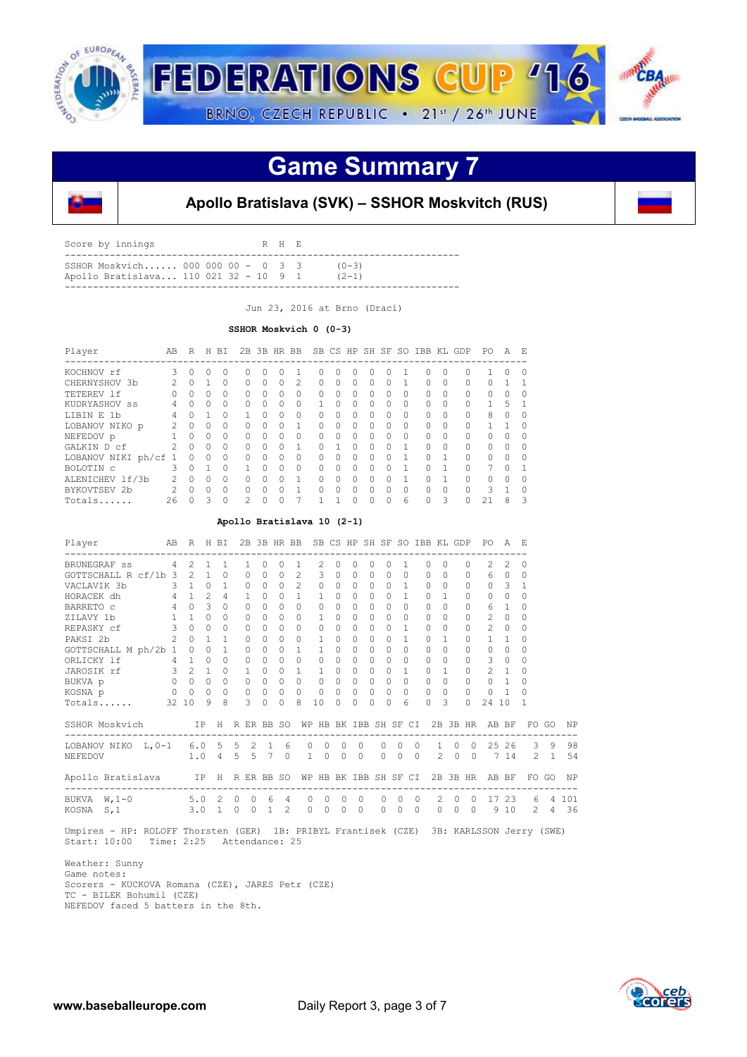# FEDERATIONS CUP '16

BRNO, CZECH REPUBLIC • 21st / 26th JUNE

## Game Summary 7

### Apollo Bratislava (SVK) – SSHOR Moskvitch (RUS)

| Score by innings | | R | H | E | |
|---|---|---|---|---|---|
| SSHOR Moskvich...... | 000 000 00 - | 0 | 3 | 3 | (0-3) |
| Apollo Bratislava... | 110 021 32 - | 10 | 9 | 1 | (2-1) |

Jun 23, 2016 at Brno (Draci)

**SSHOR Moskvich 0 (0-3)**

| Player | AB | R | H | BI | 2B | 3B | HR | BB | SB | CS | HP | SH | SF | SO | IBB | KL | GDP | PO | A | E |
|---|---|---|---|---|---|---|---|---|---|---|---|---|---|---|---|---|---|---|---|---|
| KOCHNOV rf | 3 | 0 | 0 | 0 | 0 | 0 | 0 | 1 | 0 | 0 | 0 | 0 | 0 | 1 | 0 | 0 | 0 | 1 | 0 | 0 |
| CHERNYSHOV 3b | 2 | 0 | 1 | 0 | 0 | 0 | 0 | 2 | 0 | 0 | 0 | 0 | 0 | 1 | 0 | 0 | 0 | 0 | 1 | 1 |
| TETEREV lf | 0 | 0 | 0 | 0 | 0 | 0 | 0 | 0 | 0 | 0 | 0 | 0 | 0 | 0 | 0 | 0 | 0 | 0 | 0 | 0 |
| KUDRYASHOV ss | 4 | 0 | 0 | 0 | 0 | 0 | 0 | 0 | 1 | 0 | 0 | 0 | 0 | 0 | 0 | 0 | 0 | 1 | 5 | 1 |
| LIBIN E 1b | 4 | 0 | 1 | 0 | 1 | 0 | 0 | 0 | 0 | 0 | 0 | 0 | 0 | 0 | 0 | 0 | 0 | 8 | 0 | 0 |
| LOBANOV NIKO p | 2 | 0 | 0 | 0 | 0 | 0 | 0 | 1 | 0 | 0 | 0 | 0 | 0 | 0 | 0 | 0 | 0 | 1 | 1 | 0 |
| NEFEDOV p | 1 | 0 | 0 | 0 | 0 | 0 | 0 | 0 | 0 | 0 | 0 | 0 | 0 | 0 | 0 | 0 | 0 | 0 | 0 | 0 |
| GALKIN D cf | 2 | 0 | 0 | 0 | 0 | 0 | 0 | 1 | 0 | 1 | 0 | 0 | 0 | 1 | 0 | 0 | 0 | 0 | 0 | 0 |
| LOBANOV NIKI ph/cf | 1 | 0 | 0 | 0 | 0 | 0 | 0 | 0 | 0 | 0 | 0 | 0 | 0 | 1 | 0 | 1 | 0 | 0 | 0 | 0 |
| BOLOTIN c | 3 | 0 | 1 | 0 | 1 | 0 | 0 | 0 | 0 | 0 | 0 | 0 | 0 | 1 | 0 | 1 | 0 | 7 | 0 | 1 |
| ALENICHEV lf/3b | 2 | 0 | 0 | 0 | 0 | 0 | 0 | 1 | 0 | 0 | 0 | 0 | 0 | 1 | 0 | 1 | 0 | 0 | 0 | 0 |
| BYKOVTSEV 2b | 2 | 0 | 0 | 0 | 0 | 0 | 0 | 1 | 0 | 0 | 0 | 0 | 0 | 0 | 0 | 0 | 0 | 3 | 1 | 0 |
| Totals...... | 26 | 0 | 3 | 0 | 2 | 0 | 0 | 7 | 1 | 1 | 0 | 0 | 0 | 6 | 0 | 3 | 0 | 21 | 8 | 3 |

**Apollo Bratislava 10 (2-1)**

| Player | AB | R | H | BI | 2B | 3B | HR | BB | SB | CS | HP | SH | SF | SO | IBB | KL | GDP | PO | A | E |
|---|---|---|---|---|---|---|---|---|---|---|---|---|---|---|---|---|---|---|---|---|
| BRUNEGRAF ss | 4 | 2 | 1 | 1 | 1 | 0 | 0 | 1 | 2 | 0 | 0 | 0 | 0 | 1 | 0 | 0 | 0 | 2 | 2 | 0 |
| GOTTSCHALL R cf/1b | 3 | 2 | 1 | 0 | 0 | 0 | 0 | 2 | 3 | 0 | 0 | 0 | 0 | 0 | 0 | 0 | 0 | 6 | 0 | 0 |
| VACLAVIK 3b | 3 | 1 | 0 | 1 | 0 | 0 | 0 | 2 | 0 | 0 | 0 | 0 | 0 | 1 | 0 | 0 | 0 | 0 | 3 | 1 |
| HORACEK dh | 4 | 1 | 2 | 4 | 1 | 0 | 0 | 1 | 1 | 0 | 0 | 0 | 0 | 1 | 0 | 1 | 0 | 0 | 0 | 0 |
| BARRETO c | 4 | 0 | 3 | 0 | 0 | 0 | 0 | 0 | 0 | 0 | 0 | 0 | 0 | 0 | 0 | 0 | 0 | 6 | 1 | 0 |
| ZILAVY 1b | 1 | 1 | 0 | 0 | 0 | 0 | 0 | 0 | 1 | 0 | 0 | 0 | 0 | 0 | 0 | 0 | 0 | 2 | 0 | 0 |
| REPASKY cf | 3 | 0 | 0 | 0 | 0 | 0 | 0 | 0 | 0 | 0 | 0 | 0 | 0 | 1 | 0 | 0 | 0 | 2 | 0 | 0 |
| PAKSI 2b | 2 | 0 | 1 | 1 | 0 | 0 | 0 | 0 | 1 | 0 | 0 | 0 | 0 | 1 | 0 | 1 | 0 | 1 | 1 | 0 |
| GOTTSCHALL M ph/2b | 1 | 0 | 0 | 1 | 0 | 0 | 0 | 1 | 1 | 0 | 0 | 0 | 0 | 0 | 0 | 0 | 0 | 0 | 0 | 0 |
| ORLICKY lf | 4 | 1 | 0 | 0 | 0 | 0 | 0 | 0 | 0 | 0 | 0 | 0 | 0 | 0 | 0 | 0 | 0 | 3 | 0 | 0 |
| JAROSIK rf | 3 | 2 | 1 | 0 | 1 | 0 | 0 | 1 | 1 | 0 | 0 | 0 | 0 | 1 | 0 | 1 | 0 | 2 | 1 | 0 |
| BUKVA p | 0 | 0 | 0 | 0 | 0 | 0 | 0 | 0 | 0 | 0 | 0 | 0 | 0 | 0 | 0 | 0 | 0 | 0 | 1 | 0 |
| KOSNA p | 0 | 0 | 0 | 0 | 0 | 0 | 0 | 0 | 0 | 0 | 0 | 0 | 0 | 0 | 0 | 0 | 0 | 0 | 1 | 0 |
| Totals...... | 32 | 10 | 9 | 8 | 3 | 0 | 0 | 8 | 10 | 0 | 0 | 0 | 0 | 6 | 0 | 3 | 0 | 24 | 10 | 1 |

| SSHOR Moskvich | IP | H | R | ER | BB | SO | WP | HB | BK | IBB | SH | SF | CI | 2B | 3B | HR | AB | BF | FO | GO | NP |
|---|---|---|---|---|---|---|---|---|---|---|---|---|---|---|---|---|---|---|---|---|---|
| LOBANOV NIKO L,0-1 | 6.0 | 5 | 5 | 2 | 1 | 6 | 0 | 0 | 0 | 0 | 0 | 0 | 0 | 1 | 0 | 0 | 25 | 26 | 3 | 9 | 98 |
| NEFEDOV | 1.0 | 4 | 5 | 5 | 7 | 0 | 1 | 0 | 0 | 0 | 0 | 0 | 0 | 2 | 0 | 0 | 7 | 14 | 2 | 1 | 54 |

| Apollo Bratislava | IP | H | R | ER | BB | SO | WP | HB | BK | IBB | SH | SF | CI | 2B | 3B | HR | AB | BF | FO | GO | NP |
|---|---|---|---|---|---|---|---|---|---|---|---|---|---|---|---|---|---|---|---|---|---|
| BUKVA W,1-0 | 5.0 | 2 | 0 | 0 | 6 | 4 | 0 | 0 | 0 | 0 | 0 | 0 | 0 | 2 | 0 | 0 | 17 | 23 | 6 | 4 | 101 |
| KOSNA S,1 | 3.0 | 1 | 0 | 0 | 1 | 2 | 0 | 0 | 0 | 0 | 0 | 0 | 0 | 0 | 0 | 0 | 9 | 10 | 2 | 4 | 36 |

Umpires - HP: ROLOFF Thorsten (GER) 1B: PRIBYL Frantisek (CZE) 3B: KARLSSON Jerry (SWE)
Start: 10:00 Time: 2:25 Attendance: 25

Weather: Sunny
Game notes:
Scorers - KUCKOVA Romana (CZE), JARES Petr (CZE)
TC - BILEK Bohumil (CZE)
NEFEDOV faced 5 batters in the 8th.

www.baseballeurope.com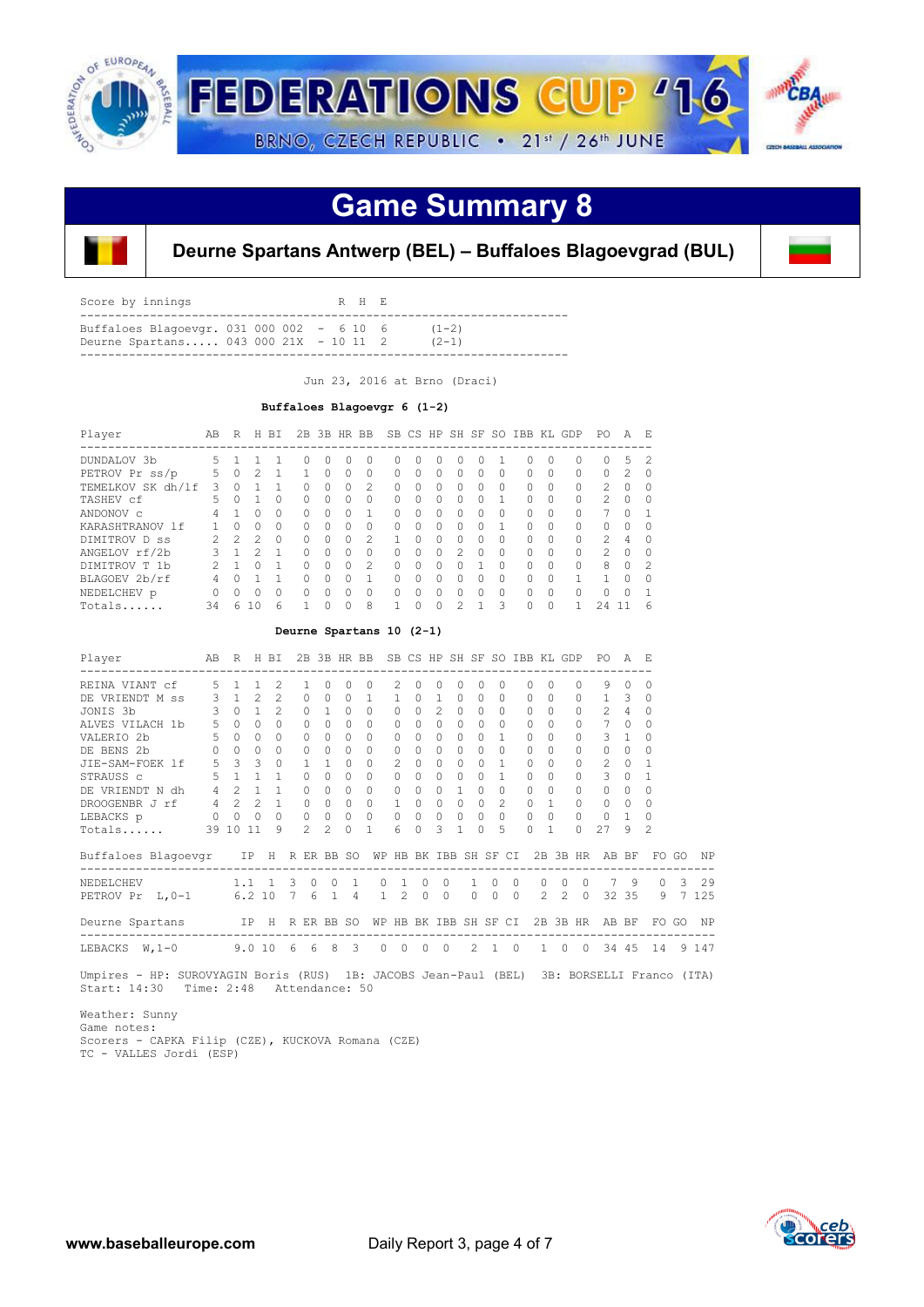# FEDERATIONS CUP '16

BRNO, CZECH REPUBLIC • 21st / 26th JUNE

## Game Summary 8

### Deurne Spartans Antwerp (BEL) – Buffaloes Blagoevgrad (BUL)

```
Score by innings                          R  H  E
-------------------------------------------------------------------------
Buffaloes Blagoevgr. 031 000 002  -  6 10  6      (1-2)
Deurne Spartans..... 043 000 21X  - 10 11  2      (2-1)
-------------------------------------------------------------------------
```

Jun 23, 2016 at Brno (Draci)

**Buffaloes Blagoevgr 6 (1-2)**

| Player | AB | R | H | BI | 2B | 3B | HR | BB | SB | CS | HP | SH | SF | SO | IBB | KL | GDP | PO | A | E |
|---|---|---|---|---|---|---|---|---|---|---|---|---|---|---|---|---|---|---|---|---|
| DUNDALOV 3b | 5 | 1 | 1 | 1 | 0 | 0 | 0 | 0 | 0 | 0 | 0 | 0 | 0 | 1 | 0 | 0 | 0 | 0 | 5 | 2 |
| PETROV Pr ss/p | 5 | 0 | 2 | 1 | 1 | 0 | 0 | 0 | 0 | 0 | 0 | 0 | 0 | 0 | 0 | 0 | 0 | 0 | 2 | 0 |
| TEMELKOV SK dh/lf | 3 | 0 | 1 | 1 | 0 | 0 | 0 | 2 | 0 | 0 | 0 | 0 | 0 | 0 | 0 | 0 | 0 | 2 | 0 | 0 |
| TASHEV cf | 5 | 0 | 1 | 0 | 0 | 0 | 0 | 0 | 0 | 0 | 0 | 0 | 0 | 1 | 0 | 0 | 0 | 2 | 0 | 0 |
| ANDONOV c | 4 | 1 | 0 | 0 | 0 | 0 | 0 | 1 | 0 | 0 | 0 | 0 | 0 | 0 | 0 | 0 | 0 | 7 | 0 | 1 |
| KARASHTRANOV lf | 1 | 0 | 0 | 0 | 0 | 0 | 0 | 0 | 0 | 0 | 0 | 0 | 0 | 1 | 0 | 0 | 0 | 0 | 0 | 0 |
| DIMITROV D ss | 2 | 2 | 2 | 0 | 0 | 0 | 0 | 2 | 1 | 0 | 0 | 0 | 0 | 0 | 0 | 0 | 0 | 2 | 4 | 0 |
| ANGELOV rf/2b | 3 | 1 | 2 | 1 | 0 | 0 | 0 | 0 | 0 | 0 | 0 | 2 | 0 | 0 | 0 | 0 | 0 | 2 | 0 | 0 |
| DIMITROV T 1b | 2 | 1 | 0 | 1 | 0 | 0 | 0 | 2 | 0 | 0 | 0 | 0 | 1 | 0 | 0 | 0 | 0 | 8 | 0 | 2 |
| BLAGOEV 2b/rf | 4 | 0 | 1 | 1 | 0 | 0 | 0 | 1 | 0 | 0 | 0 | 0 | 0 | 0 | 0 | 0 | 1 | 1 | 0 | 0 |
| NEDELCHEV p | 0 | 0 | 0 | 0 | 0 | 0 | 0 | 0 | 0 | 0 | 0 | 0 | 0 | 0 | 0 | 0 | 0 | 0 | 0 | 1 |
| Totals...... | 34 | 6 | 10 | 6 | 1 | 0 | 0 | 8 | 1 | 0 | 0 | 2 | 1 | 3 | 0 | 0 | 1 | 24 | 11 | 6 |

**Deurne Spartans 10 (2-1)**

| Player | AB | R | H | BI | 2B | 3B | HR | BB | SB | CS | HP | SH | SF | SO | IBB | KL | GDP | PO | A | E |
|---|---|---|---|---|---|---|---|---|---|---|---|---|---|---|---|---|---|---|---|---|
| REINA VIANT cf | 5 | 1 | 1 | 2 | 1 | 0 | 0 | 0 | 2 | 0 | 0 | 0 | 0 | 0 | 0 | 0 | 0 | 9 | 0 | 0 |
| DE VRIENDT M ss | 3 | 1 | 2 | 2 | 0 | 0 | 0 | 1 | 1 | 0 | 1 | 0 | 0 | 0 | 0 | 0 | 0 | 1 | 3 | 0 |
| JONIS 3b | 3 | 0 | 1 | 2 | 0 | 1 | 0 | 0 | 0 | 0 | 2 | 0 | 0 | 0 | 0 | 0 | 0 | 2 | 4 | 0 |
| ALVES VILACH 1b | 5 | 0 | 0 | 0 | 0 | 0 | 0 | 0 | 0 | 0 | 0 | 0 | 0 | 0 | 0 | 0 | 0 | 7 | 0 | 0 |
| VALERIO 2b | 5 | 0 | 0 | 0 | 0 | 0 | 0 | 0 | 0 | 0 | 0 | 0 | 0 | 1 | 0 | 0 | 0 | 3 | 1 | 0 |
| DE BENS 2b | 0 | 0 | 0 | 0 | 0 | 0 | 0 | 0 | 0 | 0 | 0 | 0 | 0 | 0 | 0 | 0 | 0 | 0 | 0 | 0 |
| JIE-SAM-FOEK lf | 5 | 3 | 3 | 0 | 1 | 1 | 0 | 0 | 2 | 0 | 0 | 0 | 0 | 1 | 0 | 0 | 0 | 2 | 0 | 1 |
| STRAUSS c | 5 | 1 | 1 | 1 | 0 | 0 | 0 | 0 | 0 | 0 | 0 | 0 | 0 | 1 | 0 | 0 | 0 | 3 | 0 | 1 |
| DE VRIENDT N dh | 4 | 2 | 1 | 1 | 0 | 0 | 0 | 0 | 0 | 0 | 0 | 1 | 0 | 0 | 0 | 0 | 0 | 0 | 0 | 0 |
| DROOGENBR J rf | 4 | 2 | 2 | 1 | 0 | 0 | 0 | 0 | 1 | 0 | 0 | 0 | 0 | 2 | 0 | 1 | 0 | 0 | 0 | 0 |
| LEBACKS p | 0 | 0 | 0 | 0 | 0 | 0 | 0 | 0 | 0 | 0 | 0 | 0 | 0 | 0 | 0 | 0 | 0 | 0 | 1 | 0 |
| Totals...... | 39 | 10 | 11 | 9 | 2 | 2 | 0 | 1 | 6 | 0 | 3 | 1 | 0 | 5 | 0 | 1 | 0 | 27 | 9 | 2 |

| Buffaloes Blagoevgr | IP | H | R | ER | BB | SO | WP | HB | BK | IBB | SH | SF | CI | 2B | 3B | HR | AB | BF | FO | GO | NP |
|---|---|---|---|---|---|---|---|---|---|---|---|---|---|---|---|---|---|---|---|---|---|
| NEDELCHEV | 1.1 | 1 | 3 | 0 | 0 | 1 | 0 | 1 | 0 | 0 | 1 | 0 | 0 | 0 | 0 | 0 | 7 | 9 | 0 | 3 | 29 |
| PETROV Pr L,0-1 | 6.2 | 10 | 7 | 6 | 1 | 4 | 1 | 2 | 0 | 0 | 0 | 0 | 0 | 2 | 2 | 0 | 32 | 35 | 9 | 7 | 125 |

| Deurne Spartans | IP | H | R | ER | BB | SO | WP | HB | BK | IBB | SH | SF | CI | 2B | 3B | HR | AB | BF | FO | GO | NP |
|---|---|---|---|---|---|---|---|---|---|---|---|---|---|---|---|---|---|---|---|---|---|
| LEBACKS W,1-0 | 9.0 | 10 | 6 | 6 | 8 | 3 | 0 | 0 | 0 | 0 | 2 | 1 | 0 | 1 | 0 | 0 | 34 | 45 | 14 | 9 | 147 |

Umpires - HP: SUROVYAGIN Boris (RUS) 1B: JACOBS Jean-Paul (BEL) 3B: BORSELLI Franco (ITA)
Start: 14:30 Time: 2:48 Attendance: 50

Weather: Sunny
Game notes:
Scorers - CAPKA Filip (CZE), KUCKOVA Romana (CZE)
TC - VALLES Jordi (ESP)

www.baseballeurope.com — Daily Report 3, page 4 of 7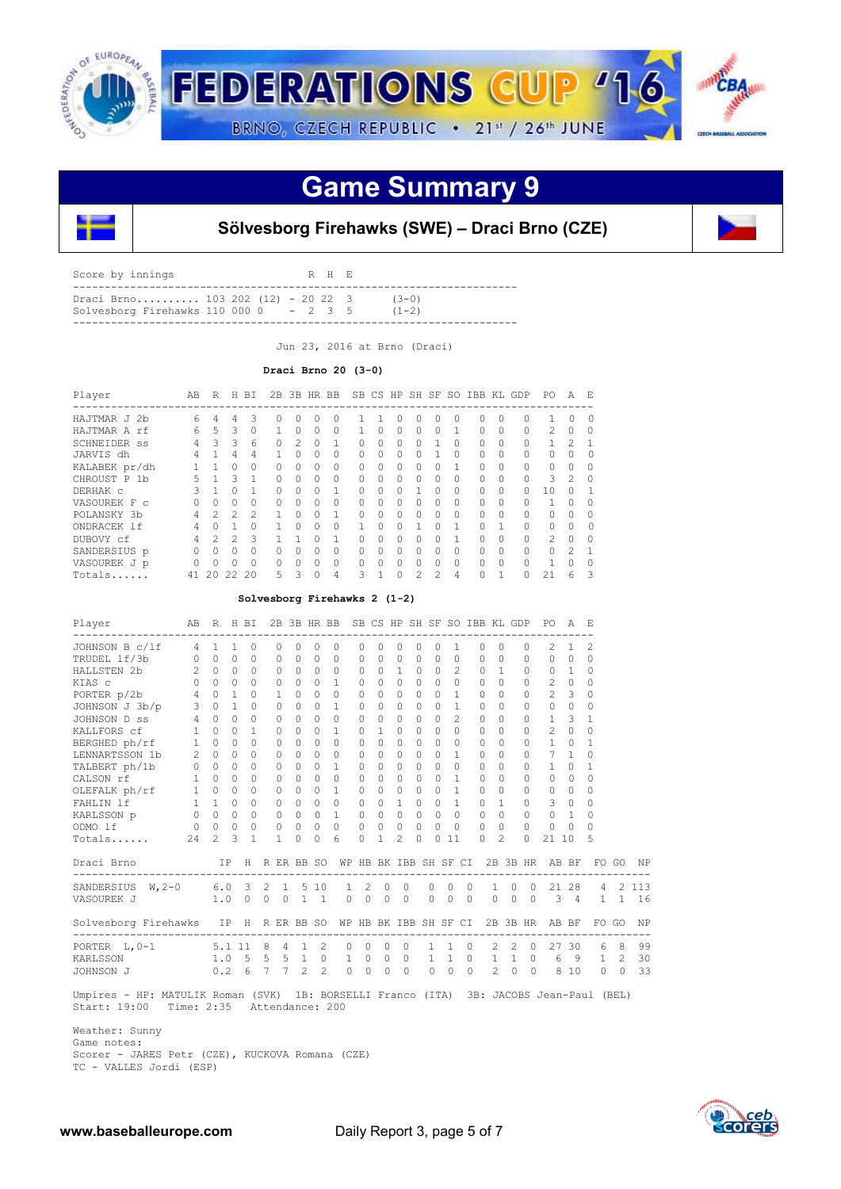# FEDERATIONS CUP '16

BRNO, CZECH REPUBLIC • 21st / 26th JUNE

## Game Summary 9

### Sölvesborg Firehawks (SWE) – Draci Brno (CZE)

| Score by innings | | R | H | E | |
|---|---|---|---|---|---|
| Draci Brno.......... | 103 202 (12) | 20 | 22 | 3 | (3-0) |
| Solvesborg Firehawks | 110 000 0 | 2 | 3 | 5 | (1-2) |

Jun 23, 2016 at Brno (Draci)

**Draci Brno 20 (3-0)**

| Player | AB | R | H | BI | 2B | 3B | HR | BB | SB | CS | HP | SH | SF | SO | IBB | KL | GDP | PO | A | E |
|---|---|---|---|---|---|---|---|---|---|---|---|---|---|---|---|---|---|---|---|---|
| HAJTMAR J 2b | 6 | 4 | 4 | 3 | 0 | 0 | 0 | 0 | 1 | 1 | 0 | 0 | 0 | 0 | 0 | 0 | 0 | 1 | 0 | 0 |
| HAJTMAR A rf | 6 | 5 | 3 | 0 | 1 | 0 | 0 | 0 | 1 | 0 | 0 | 0 | 0 | 1 | 0 | 0 | 0 | 2 | 0 | 0 |
| SCHNEIDER ss | 4 | 3 | 3 | 6 | 0 | 2 | 0 | 1 | 0 | 0 | 0 | 0 | 1 | 0 | 0 | 0 | 0 | 1 | 2 | 1 |
| JARVIS dh | 4 | 1 | 4 | 4 | 1 | 0 | 0 | 0 | 0 | 0 | 0 | 0 | 1 | 0 | 0 | 0 | 0 | 0 | 0 | 0 |
| KALABEK pr/dh | 1 | 1 | 0 | 0 | 0 | 0 | 0 | 0 | 0 | 0 | 0 | 0 | 0 | 1 | 0 | 0 | 0 | 0 | 0 | 0 |
| CHROUST P 1b | 5 | 1 | 3 | 1 | 0 | 0 | 0 | 0 | 0 | 0 | 0 | 0 | 0 | 0 | 0 | 0 | 0 | 3 | 2 | 0 |
| DERHAK c | 3 | 1 | 0 | 1 | 0 | 0 | 0 | 1 | 0 | 0 | 0 | 1 | 0 | 0 | 0 | 0 | 0 | 10 | 0 | 1 |
| VASOUREK F c | 0 | 0 | 0 | 0 | 0 | 0 | 0 | 0 | 0 | 0 | 0 | 0 | 0 | 0 | 0 | 0 | 0 | 1 | 0 | 0 |
| POLANSKY 3b | 4 | 2 | 2 | 2 | 1 | 0 | 0 | 1 | 0 | 0 | 0 | 0 | 0 | 0 | 0 | 0 | 0 | 0 | 0 | 0 |
| ONDRACEK lf | 4 | 0 | 1 | 0 | 1 | 0 | 0 | 0 | 1 | 0 | 0 | 1 | 0 | 1 | 0 | 1 | 0 | 0 | 0 | 0 |
| DUBOVY cf | 4 | 2 | 2 | 3 | 1 | 1 | 0 | 1 | 0 | 0 | 0 | 0 | 0 | 1 | 0 | 0 | 0 | 2 | 0 | 0 |
| SANDERSIUS p | 0 | 0 | 0 | 0 | 0 | 0 | 0 | 0 | 0 | 0 | 0 | 0 | 0 | 0 | 0 | 0 | 0 | 0 | 2 | 1 |
| VASOUREK J p | 0 | 0 | 0 | 0 | 0 | 0 | 0 | 0 | 0 | 0 | 0 | 0 | 0 | 0 | 0 | 0 | 0 | 1 | 0 | 0 |
| Totals...... | 41 | 20 | 22 | 20 | 5 | 3 | 0 | 4 | 3 | 1 | 0 | 2 | 2 | 4 | 0 | 1 | 0 | 21 | 6 | 3 |

**Solvesborg Firehawks 2 (1-2)**

| Player | AB | R | H | BI | 2B | 3B | HR | BB | SB | CS | HP | SH | SF | SO | IBB | KL | GDP | PO | A | E |
|---|---|---|---|---|---|---|---|---|---|---|---|---|---|---|---|---|---|---|---|---|
| JOHNSON B c/lf | 4 | 1 | 1 | 0 | 0 | 0 | 0 | 0 | 0 | 0 | 0 | 0 | 0 | 1 | 0 | 0 | 0 | 2 | 1 | 2 |
| TRUDEL lf/3b | 0 | 0 | 0 | 0 | 0 | 0 | 0 | 0 | 0 | 0 | 0 | 0 | 0 | 0 | 0 | 0 | 0 | 0 | 0 | 0 |
| HALLSTEN 2b | 2 | 0 | 0 | 0 | 0 | 0 | 0 | 0 | 0 | 0 | 1 | 0 | 0 | 2 | 0 | 1 | 0 | 0 | 1 | 0 |
| KIAS c | 0 | 0 | 0 | 0 | 0 | 0 | 0 | 1 | 0 | 0 | 0 | 0 | 0 | 0 | 0 | 0 | 0 | 2 | 0 | 0 |
| PORTER p/2b | 4 | 0 | 1 | 0 | 1 | 0 | 0 | 0 | 0 | 0 | 0 | 0 | 0 | 1 | 0 | 0 | 0 | 2 | 3 | 0 |
| JOHNSON J 3b/p | 3 | 0 | 1 | 0 | 0 | 0 | 0 | 1 | 0 | 0 | 0 | 0 | 0 | 1 | 0 | 0 | 0 | 0 | 0 | 0 |
| JOHNSON D ss | 4 | 0 | 0 | 0 | 0 | 0 | 0 | 0 | 0 | 0 | 0 | 0 | 0 | 2 | 0 | 0 | 0 | 1 | 3 | 1 |
| KALLFORS cf | 1 | 0 | 0 | 1 | 0 | 0 | 0 | 1 | 0 | 1 | 0 | 0 | 0 | 0 | 0 | 0 | 0 | 2 | 0 | 0 |
| BERGHED ph/rf | 1 | 0 | 0 | 0 | 0 | 0 | 0 | 0 | 0 | 0 | 0 | 0 | 0 | 0 | 0 | 0 | 0 | 1 | 0 | 1 |
| LENNARTSSON 1b | 2 | 0 | 0 | 0 | 0 | 0 | 0 | 0 | 0 | 0 | 0 | 0 | 0 | 1 | 0 | 0 | 0 | 7 | 1 | 0 |
| TALBERT ph/1b | 0 | 0 | 0 | 0 | 0 | 0 | 0 | 1 | 0 | 0 | 0 | 0 | 0 | 0 | 0 | 0 | 0 | 1 | 0 | 1 |
| CALSON rf | 1 | 0 | 0 | 0 | 0 | 0 | 0 | 0 | 0 | 0 | 0 | 0 | 0 | 1 | 0 | 0 | 0 | 0 | 0 | 0 |
| OLEFALK ph/rf | 1 | 0 | 0 | 0 | 0 | 0 | 0 | 1 | 0 | 0 | 0 | 0 | 0 | 1 | 0 | 0 | 0 | 0 | 0 | 0 |
| FAHLIN lf | 1 | 1 | 0 | 0 | 0 | 0 | 0 | 0 | 0 | 0 | 1 | 0 | 0 | 1 | 0 | 1 | 0 | 3 | 0 | 0 |
| KARLSSON p | 0 | 0 | 0 | 0 | 0 | 0 | 0 | 1 | 0 | 0 | 0 | 0 | 0 | 0 | 0 | 0 | 0 | 0 | 1 | 0 |
| ODMO lf | 0 | 0 | 0 | 0 | 0 | 0 | 0 | 0 | 0 | 0 | 0 | 0 | 0 | 0 | 0 | 0 | 0 | 0 | 0 | 0 |
| Totals...... | 24 | 2 | 3 | 1 | 1 | 0 | 0 | 6 | 0 | 1 | 2 | 0 | 0 | 11 | 0 | 2 | 0 | 21 | 10 | 5 |

| Draci Brno | IP | H | R | ER | BB | SO | WP | HB | BK | IBB | SH | SF | CI | 2B | 3B | HR | AB | BF | FO | GO | NP |
|---|---|---|---|---|---|---|---|---|---|---|---|---|---|---|---|---|---|---|---|---|---|
| SANDERSIUS W,2-0 | 6.0 | 3 | 2 | 1 | 5 | 10 | 1 | 2 | 0 | 0 | 0 | 0 | 0 | 1 | 0 | 0 | 21 | 28 | 4 | 2 | 113 |
| VASOUREK J | 1.0 | 0 | 0 | 0 | 1 | 1 | 0 | 0 | 0 | 0 | 0 | 0 | 0 | 0 | 0 | 0 | 3 | 4 | 1 | 1 | 16 |

| Solvesborg Firehawks | IP | H | R | ER | BB | SO | WP | HB | BK | IBB | SH | SF | CI | 2B | 3B | HR | AB | BF | FO | GO | NP |
|---|---|---|---|---|---|---|---|---|---|---|---|---|---|---|---|---|---|---|---|---|---|
| PORTER L,0-1 | 5.1 | 11 | 8 | 4 | 1 | 2 | 0 | 0 | 0 | 0 | 1 | 1 | 0 | 2 | 2 | 0 | 27 | 30 | 6 | 8 | 99 |
| KARLSSON | 1.0 | 5 | 5 | 5 | 1 | 0 | 1 | 0 | 0 | 0 | 1 | 1 | 0 | 1 | 1 | 0 | 6 | 9 | 1 | 2 | 30 |
| JOHNSON J | 0.2 | 6 | 7 | 7 | 2 | 2 | 0 | 0 | 0 | 0 | 0 | 0 | 0 | 2 | 0 | 0 | 8 | 10 | 0 | 0 | 33 |

Umpires - HP: MATULIK Roman (SVK) 1B: BORSELLI Franco (ITA) 3B: JACOBS Jean-Paul (BEL)
Start: 19:00 Time: 2:35 Attendance: 200

Weather: Sunny
Game notes:
Scorer - JARES Petr (CZE), KUCKOVA Romana (CZE)
TC - VALLES Jordi (ESP)

www.baseballeurope.com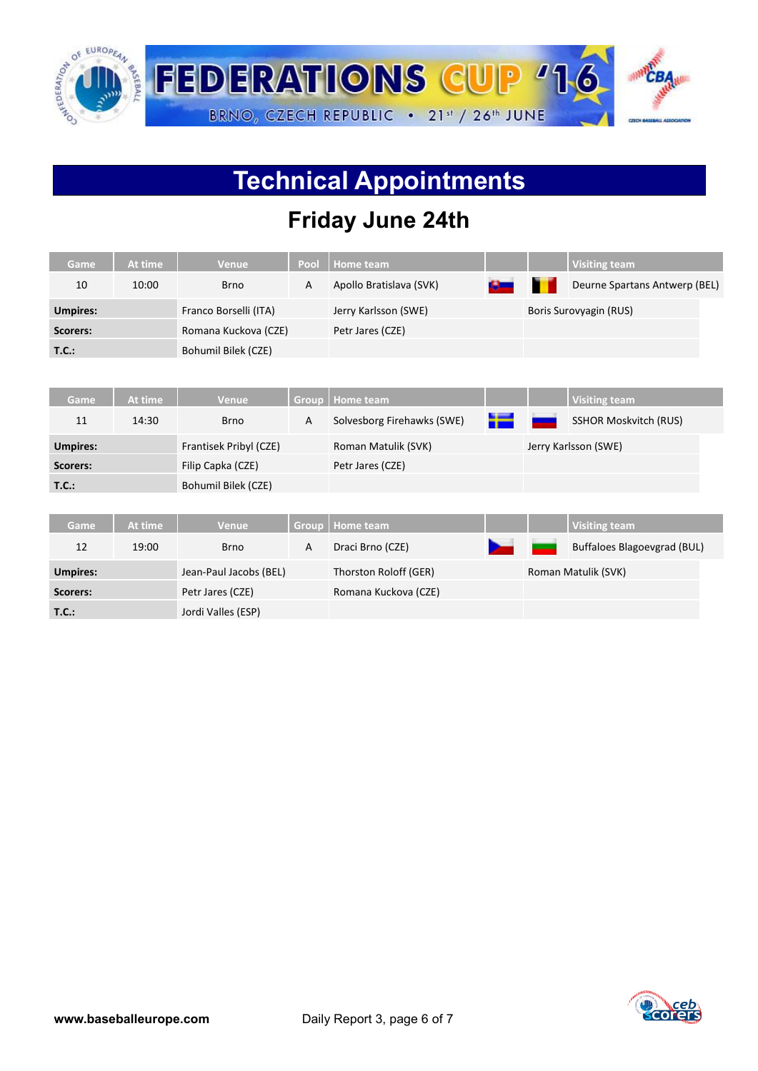# Technical Appointments

## Friday June 24th

| Game | At time | Venue | Pool | Home team | | | Visiting team |
|---|---|---|---|---|---|---|---|
| 10 | 10:00 | Brno | A | Apollo Bratislava (SVK) | | | Deurne Spartans Antwerp (BEL) |
| **Umpires:** | | Franco Borselli (ITA) | | Jerry Karlsson (SWE) | | Boris Surovyagin (RUS) | |
| **Scorers:** | | Romana Kuckova (CZE) | | Petr Jares (CZE) | | | |
| **T.C.:** | | Bohumil Bilek (CZE) | | | | | |

| Game | At time | Venue | Group | Home team | | | Visiting team |
|---|---|---|---|---|---|---|---|
| 11 | 14:30 | Brno | A | Solvesborg Firehawks (SWE) | | | SSHOR Moskvitch (RUS) |
| **Umpires:** | | Frantisek Pribyl (CZE) | | Roman Matulik (SVK) | | Jerry Karlsson (SWE) | |
| **Scorers:** | | Filip Capka (CZE) | | Petr Jares (CZE) | | | |
| **T.C.:** | | Bohumil Bilek (CZE) | | | | | |

| Game | At time | Venue | Group | Home team | | | Visiting team |
|---|---|---|---|---|---|---|---|
| 12 | 19:00 | Brno | A | Draci Brno (CZE) | | | Buffaloes Blagoevgrad (BUL) |
| **Umpires:** | | Jean-Paul Jacobs (BEL) | | Thorston Roloff (GER) | | Roman Matulik (SVK) | |
| **Scorers:** | | Petr Jares (CZE) | | Romana Kuckova (CZE) | | | |
| **T.C.:** | | Jordi Valles (ESP) | | | | | |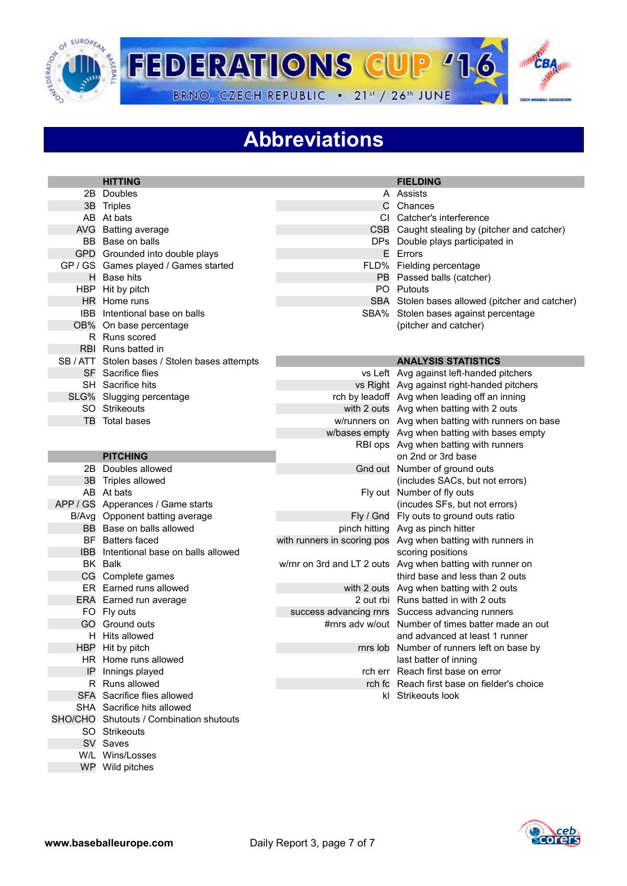# Abbreviations

| HITTING | |
|---|---|
| 2B | Doubles |
| 3B | Triples |
| AB | At bats |
| AVG | Batting average |
| BB | Base on balls |
| GPD | Grounded into double plays |
| GP / GS | Games played / Games started |
| H | Base hits |
| HBP | Hit by pitch |
| HR | Home runs |
| IBB | Intentional base on balls |
| OB% | On base percentage |
| R | Runs scored |
| RBI | Runs batted in |
| SB / ATT | Stolen bases / Stolen bases attempts |
| SF | Sacrifice flies |
| SH | Sacrifice hits |
| SLG% | Slugging percentage |
| SO | Strikeouts |
| TB | Total bases |

| PITCHING | |
|---|---|
| 2B | Doubles allowed |
| 3B | Triples allowed |
| AB | At bats |
| APP / GS | Apperances / Game starts |
| B/Avg | Opponent batting average |
| BB | Base on balls allowed |
| BF | Batters faced |
| IBB | Intentional base on balls allowed |
| BK | Balk |
| CG | Complete games |
| ER | Earned runs allowed |
| ERA | Earned run average |
| FO | Fly outs |
| GO | Ground outs |
| H | Hits allowed |
| HBP | Hit by pitch |
| HR | Home runs allowed |
| IP | Innings played |
| R | Runs allowed |
| SFA | Sacrifice flies allowed |
| SHA | Sacrifice hits allowed |
| SHO/CHO | Shutouts / Combination shutouts |
| SO | Strikeouts |
| SV | Saves |
| W/L | Wins/Losses |
| WP | Wild pitches |

| FIELDING | |
|---|---|
| A | Assists |
| C | Chances |
| CI | Catcher's interference |
| CSB | Caught stealing by (pitcher and catcher) |
| DPs | Double plays participated in |
| E | Errors |
| FLD% | Fielding percentage |
| PB | Passed balls (catcher) |
| PO | Putouts |
| SBA | Stolen bases allowed (pitcher and catcher) |
| SBA% | Stolen bases against percentage (pitcher and catcher) |

| ANALYSIS STATISTICS | |
|---|---|
| vs Left | Avg against left-handed pitchers |
| vs Right | Avg against right-handed pitchers |
| rch by leadoff | Avg when leading off an inning |
| with 2 outs | Avg when batting with 2 outs |
| w/runners on | Avg when batting with runners on base |
| w/bases empty | Avg when batting with bases empty |
| RBI ops | Avg when batting with runners on 2nd or 3rd base |
| Gnd out | Number of ground outs (includes SACs, but not errors) |
| Fly out | Number of fly outs (incudes SFs, but not errors) |
| Fly / Gnd | Fly outs to ground outs ratio |
| pinch hitting | Avg as pinch hitter |
| with runners in scoring pos | Avg when batting with runners in scoring positions |
| w/rnr on 3rd and LT 2 outs | Avg when batting with runner on third base and less than 2 outs |
| with 2 outs | Avg when batting with 2 outs |
| 2 out rbi | Runs batted in with 2 outs |
| success advancing rnrs | Success advancing runners |
| #rnrs adv w/out | Number of times batter made an out and advanced at least 1 runner |
| rnrs lob | Number of runners left on base by last batter of inning |
| rch err | Reach first base on error |
| rch fc | Reach first base on fielder's choice |
| kl | Strikeouts look |